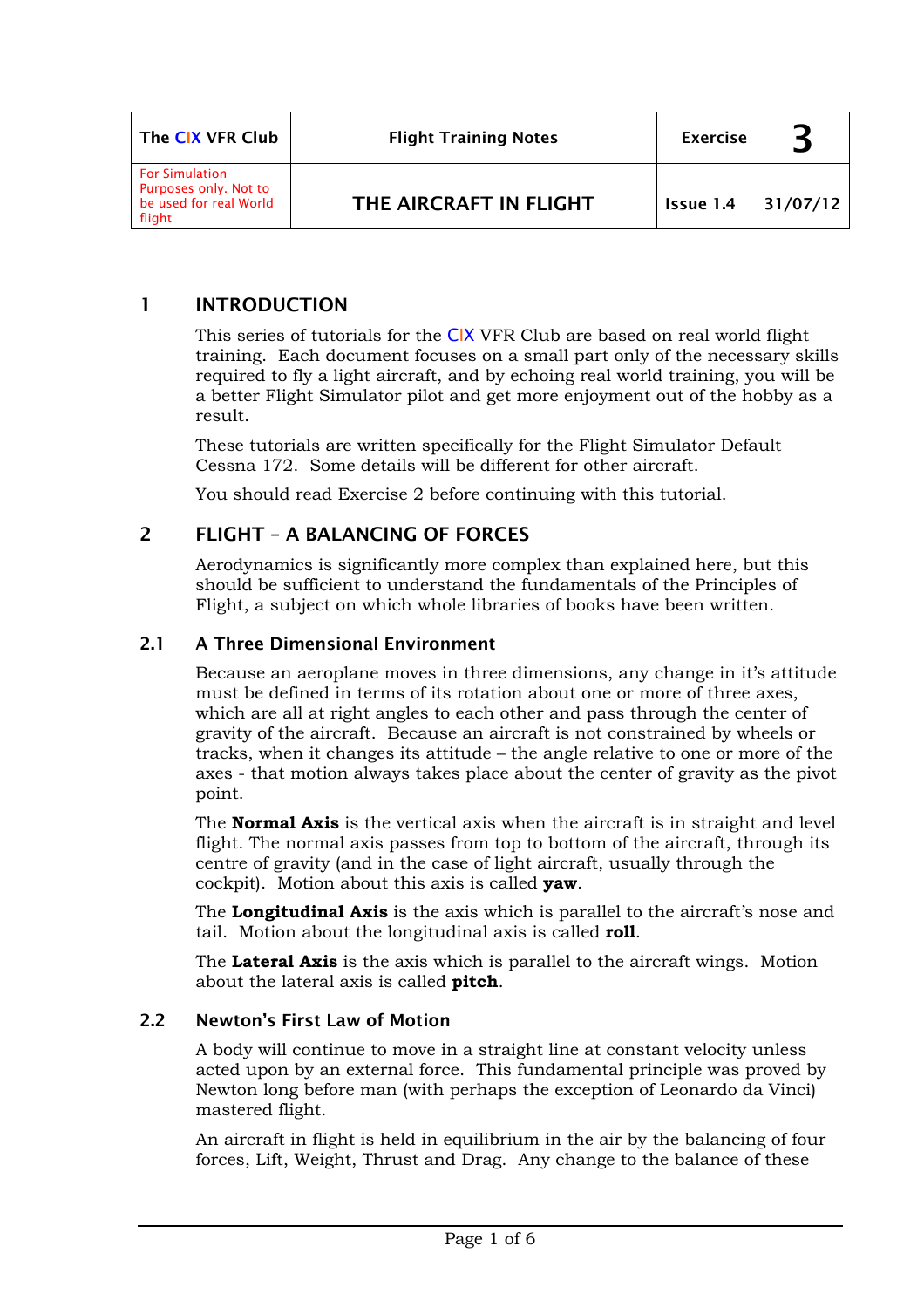| The CIX VFR Club | Flight Training Notes | Exercise | 3 |
|---|---|---|---|
| For Simulation Purposes only. Not to be used for real World flight | THE AIRCRAFT IN FLIGHT | Issue 1.4 | 31/07/12 |

## 1 INTRODUCTION

This series of tutorials for the CIX VFR Club are based on real world flight training. Each document focuses on a small part only of the necessary skills required to fly a light aircraft, and by echoing real world training, you will be a better Flight Simulator pilot and get more enjoyment out of the hobby as a result.

These tutorials are written specifically for the Flight Simulator Default Cessna 172. Some details will be different for other aircraft.

You should read Exercise 2 before continuing with this tutorial.

## 2 FLIGHT – A BALANCING OF FORCES

Aerodynamics is significantly more complex than explained here, but this should be sufficient to understand the fundamentals of the Principles of Flight, a subject on which whole libraries of books have been written.

### 2.1 A Three Dimensional Environment

Because an aeroplane moves in three dimensions, any change in it's attitude must be defined in terms of its rotation about one or more of three axes, which are all at right angles to each other and pass through the center of gravity of the aircraft. Because an aircraft is not constrained by wheels or tracks, when it changes its attitude – the angle relative to one or more of the axes - that motion always takes place about the center of gravity as the pivot point.

The **Normal Axis** is the vertical axis when the aircraft is in straight and level flight. The normal axis passes from top to bottom of the aircraft, through its centre of gravity (and in the case of light aircraft, usually through the cockpit). Motion about this axis is called **yaw**.

The **Longitudinal Axis** is the axis which is parallel to the aircraft's nose and tail. Motion about the longitudinal axis is called **roll**.

The **Lateral Axis** is the axis which is parallel to the aircraft wings. Motion about the lateral axis is called **pitch**.

### 2.2 Newton's First Law of Motion

A body will continue to move in a straight line at constant velocity unless acted upon by an external force. This fundamental principle was proved by Newton long before man (with perhaps the exception of Leonardo da Vinci) mastered flight.

An aircraft in flight is held in equilibrium in the air by the balancing of four forces, Lift, Weight, Thrust and Drag. Any change to the balance of these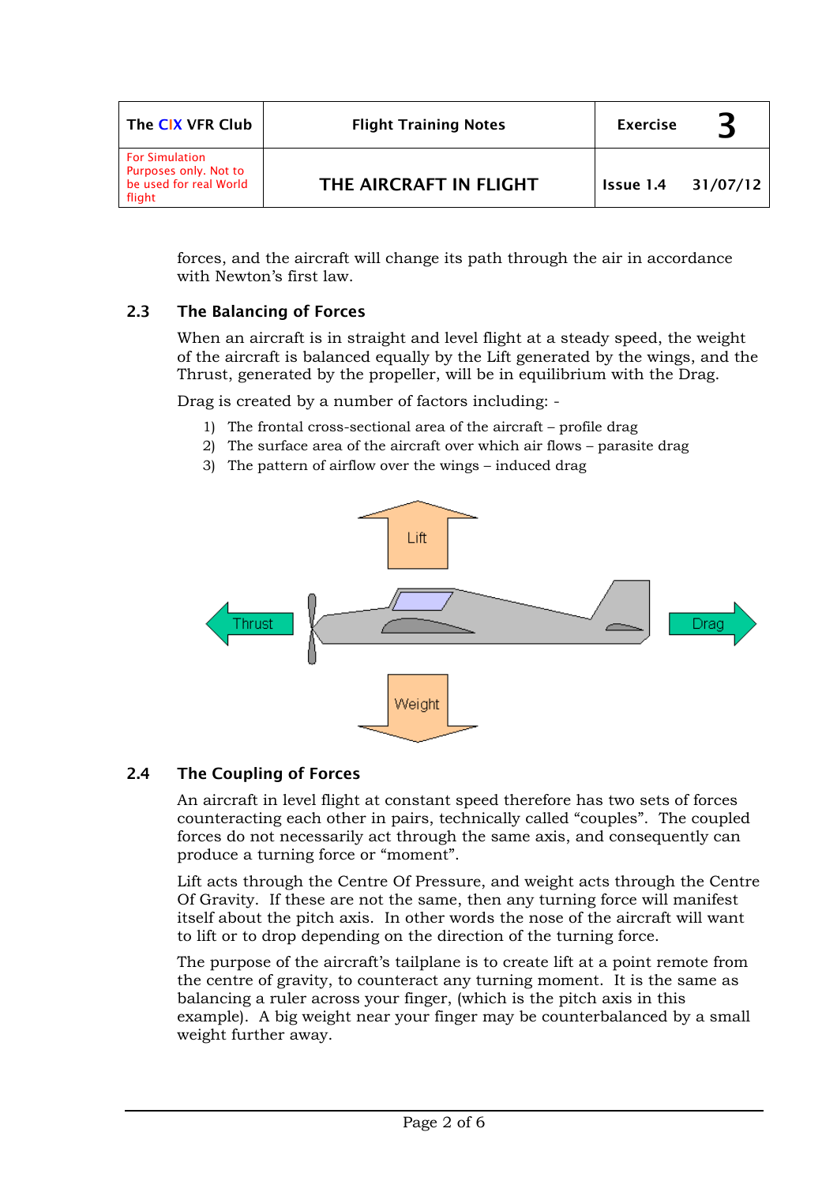forces, and the aircraft will change its path through the air in accordance with Newton's first law.

## 2.3 The Balancing of Forces

When an aircraft is in straight and level flight at a steady speed, the weight of the aircraft is balanced equally by the Lift generated by the wings, and the Thrust, generated by the propeller, will be in equilibrium with the Drag.

Drag is created by a number of factors including: -

1) The frontal cross-sectional area of the aircraft – profile drag
2) The surface area of the aircraft over which air flows – parasite drag
3) The pattern of airflow over the wings – induced drag

## 2.4 The Coupling of Forces

An aircraft in level flight at constant speed therefore has two sets of forces counteracting each other in pairs, technically called "couples". The coupled forces do not necessarily act through the same axis, and consequently can produce a turning force or "moment".

Lift acts through the Centre Of Pressure, and weight acts through the Centre Of Gravity. If these are not the same, then any turning force will manifest itself about the pitch axis. In other words the nose of the aircraft will want to lift or to drop depending on the direction of the turning force.

The purpose of the aircraft's tailplane is to create lift at a point remote from the centre of gravity, to counteract any turning moment. It is the same as balancing a ruler across your finger, (which is the pitch axis in this example). A big weight near your finger may be counterbalanced by a small weight further away.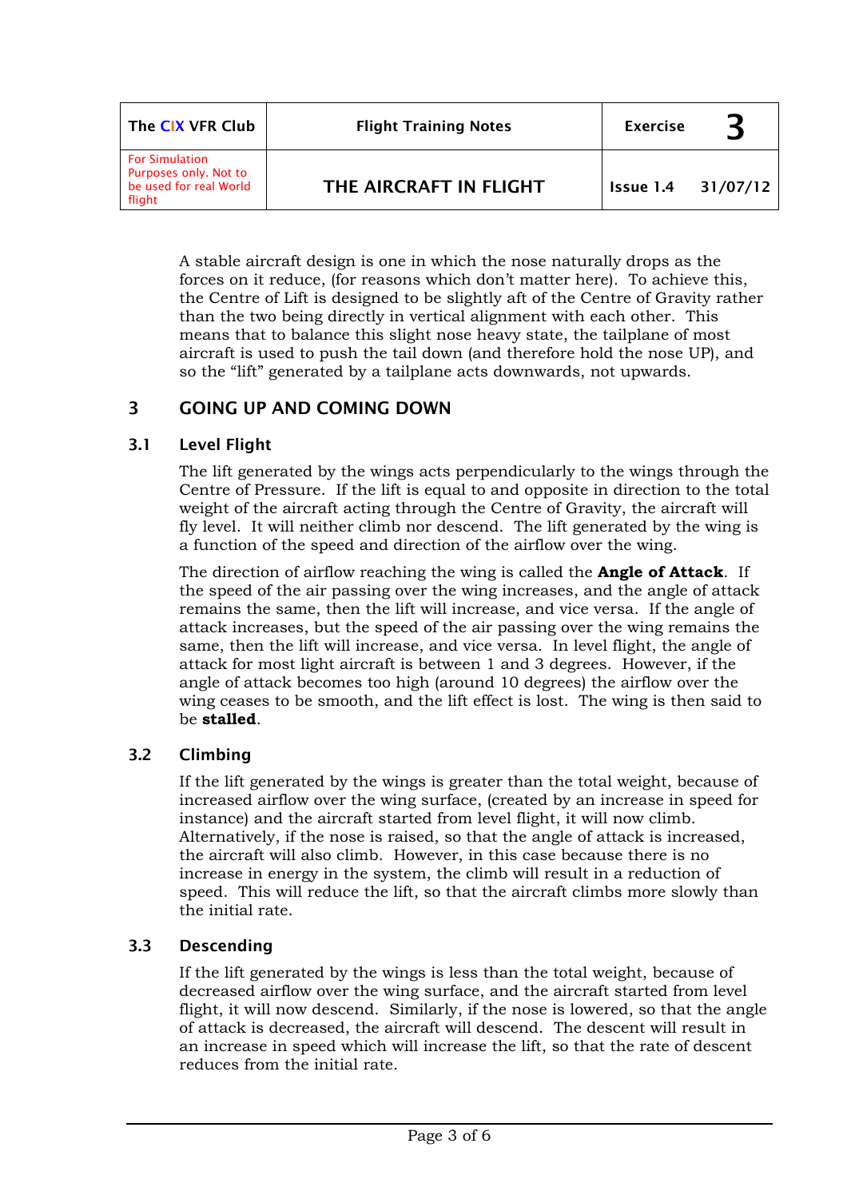A stable aircraft design is one in which the nose naturally drops as the forces on it reduce, (for reasons which don't matter here). To achieve this, the Centre of Lift is designed to be slightly aft of the Centre of Gravity rather than the two being directly in vertical alignment with each other. This means that to balance this slight nose heavy state, the tailplane of most aircraft is used to push the tail down (and therefore hold the nose UP), and so the "lift" generated by a tailplane acts downwards, not upwards.

## 3 GOING UP AND COMING DOWN

### 3.1 Level Flight

The lift generated by the wings acts perpendicularly to the wings through the Centre of Pressure. If the lift is equal to and opposite in direction to the total weight of the aircraft acting through the Centre of Gravity, the aircraft will fly level. It will neither climb nor descend. The lift generated by the wing is a function of the speed and direction of the airflow over the wing.

The direction of airflow reaching the wing is called the **Angle of Attack**. If the speed of the air passing over the wing increases, and the angle of attack remains the same, then the lift will increase, and vice versa. If the angle of attack increases, but the speed of the air passing over the wing remains the same, then the lift will increase, and vice versa. In level flight, the angle of attack for most light aircraft is between 1 and 3 degrees. However, if the angle of attack becomes too high (around 10 degrees) the airflow over the wing ceases to be smooth, and the lift effect is lost. The wing is then said to be **stalled**.

### 3.2 Climbing

If the lift generated by the wings is greater than the total weight, because of increased airflow over the wing surface, (created by an increase in speed for instance) and the aircraft started from level flight, it will now climb. Alternatively, if the nose is raised, so that the angle of attack is increased, the aircraft will also climb. However, in this case because there is no increase in energy in the system, the climb will result in a reduction of speed. This will reduce the lift, so that the aircraft climbs more slowly than the initial rate.

### 3.3 Descending

If the lift generated by the wings is less than the total weight, because of decreased airflow over the wing surface, and the aircraft started from level flight, it will now descend. Similarly, if the nose is lowered, so that the angle of attack is decreased, the aircraft will descend. The descent will result in an increase in speed which will increase the lift, so that the rate of descent reduces from the initial rate.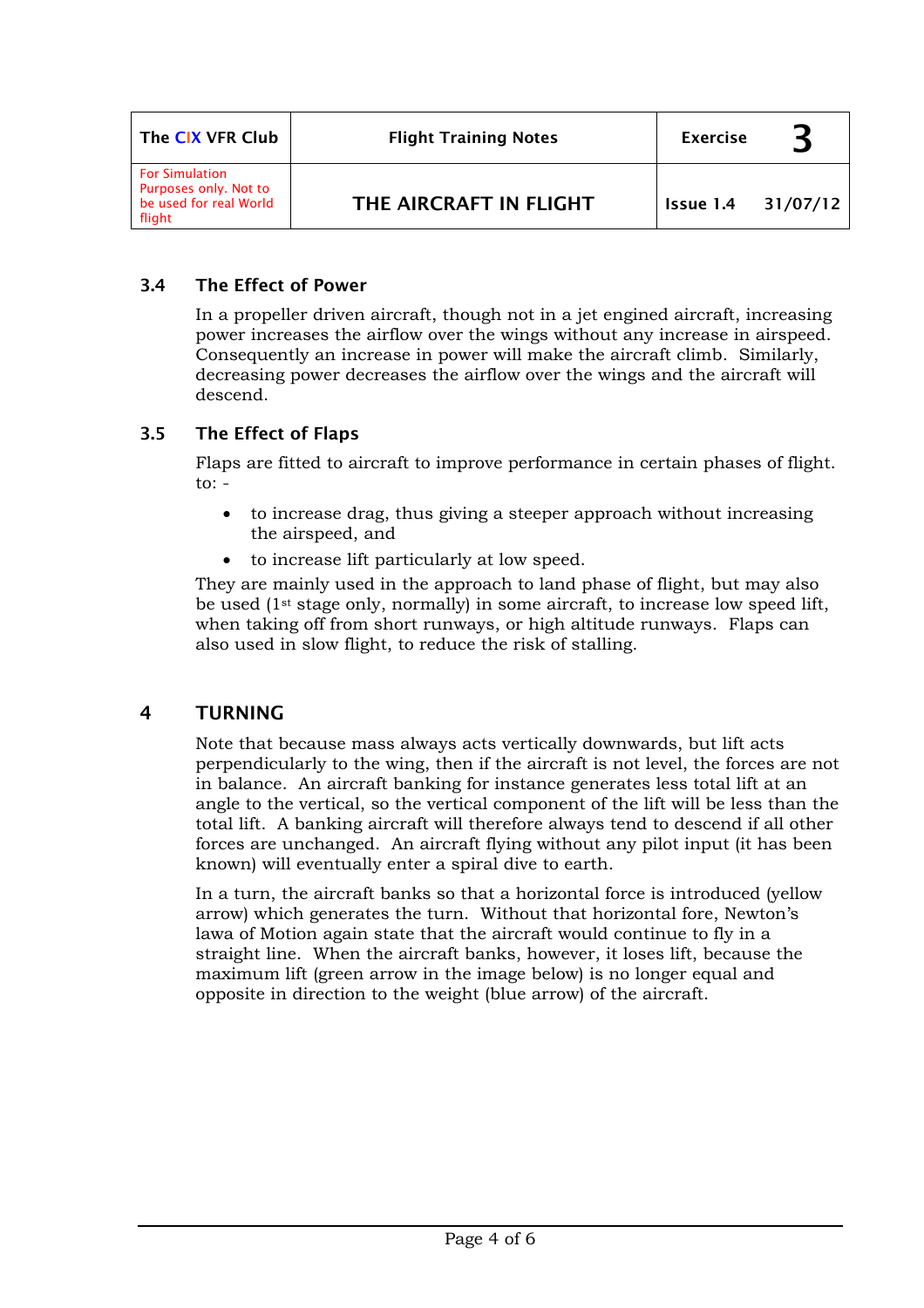### 3.4 The Effect of Power

In a propeller driven aircraft, though not in a jet engined aircraft, increasing power increases the airflow over the wings without any increase in airspeed. Consequently an increase in power will make the aircraft climb. Similarly, decreasing power decreases the airflow over the wings and the aircraft will descend.

### 3.5 The Effect of Flaps

Flaps are fitted to aircraft to improve performance in certain phases of flight. to: -

- to increase drag, thus giving a steeper approach without increasing the airspeed, and
- to increase lift particularly at low speed.

They are mainly used in the approach to land phase of flight, but may also be used (1st stage only, normally) in some aircraft, to increase low speed lift, when taking off from short runways, or high altitude runways. Flaps can also used in slow flight, to reduce the risk of stalling.

## 4 TURNING

Note that because mass always acts vertically downwards, but lift acts perpendicularly to the wing, then if the aircraft is not level, the forces are not in balance. An aircraft banking for instance generates less total lift at an angle to the vertical, so the vertical component of the lift will be less than the total lift. A banking aircraft will therefore always tend to descend if all other forces are unchanged. An aircraft flying without any pilot input (it has been known) will eventually enter a spiral dive to earth.

In a turn, the aircraft banks so that a horizontal force is introduced (yellow arrow) which generates the turn. Without that horizontal fore, Newton's lawa of Motion again state that the aircraft would continue to fly in a straight line. When the aircraft banks, however, it loses lift, because the maximum lift (green arrow in the image below) is no longer equal and opposite in direction to the weight (blue arrow) of the aircraft.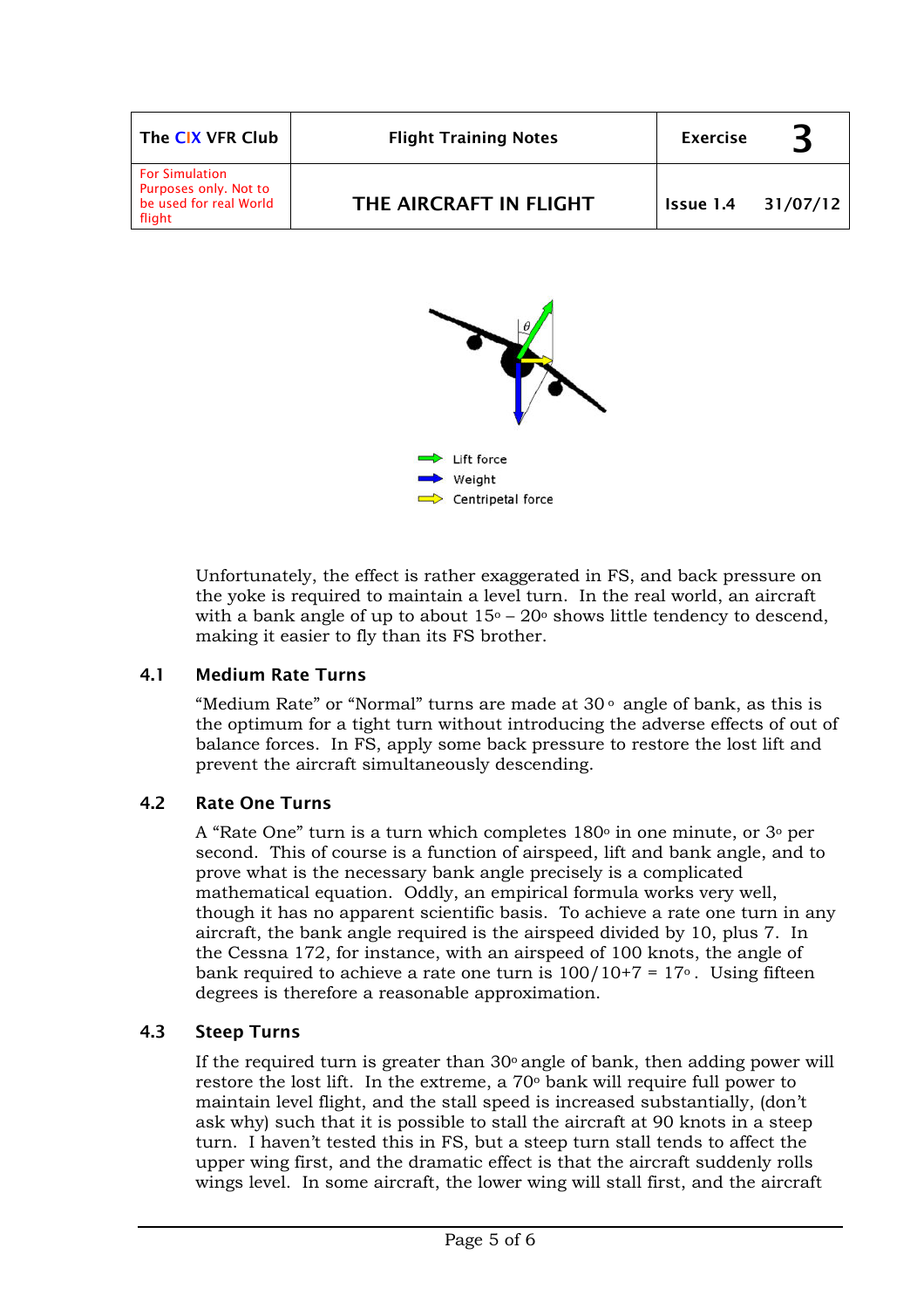Lift force

Weight

Centripetal force

Unfortunately, the effect is rather exaggerated in FS, and back pressure on the yoke is required to maintain a level turn. In the real world, an aircraft with a bank angle of up to about 15° – 20° shows little tendency to descend, making it easier to fly than its FS brother.

### 4.1 Medium Rate Turns

"Medium Rate" or "Normal" turns are made at 30 ° angle of bank, as this is the optimum for a tight turn without introducing the adverse effects of out of balance forces. In FS, apply some back pressure to restore the lost lift and prevent the aircraft simultaneously descending.

### 4.2 Rate One Turns

A "Rate One" turn is a turn which completes 180° in one minute, or 3° per second. This of course is a function of airspeed, lift and bank angle, and to prove what is the necessary bank angle precisely is a complicated mathematical equation. Oddly, an empirical formula works very well, though it has no apparent scientific basis. To achieve a rate one turn in any aircraft, the bank angle required is the airspeed divided by 10, plus 7. In the Cessna 172, for instance, with an airspeed of 100 knots, the angle of bank required to achieve a rate one turn is 100/10+7 = 17°. Using fifteen degrees is therefore a reasonable approximation.

### 4.3 Steep Turns

If the required turn is greater than 30° angle of bank, then adding power will restore the lost lift. In the extreme, a 70° bank will require full power to maintain level flight, and the stall speed is increased substantially, (don't ask why) such that it is possible to stall the aircraft at 90 knots in a steep turn. I haven't tested this in FS, but a steep turn stall tends to affect the upper wing first, and the dramatic effect is that the aircraft suddenly rolls wings level. In some aircraft, the lower wing will stall first, and the aircraft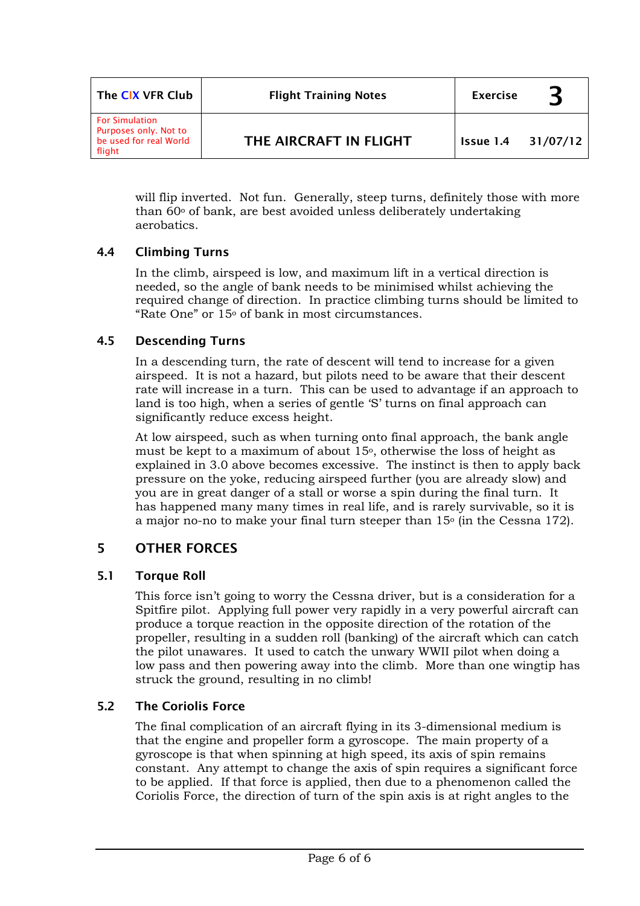will flip inverted. Not fun. Generally, steep turns, definitely those with more than 60° of bank, are best avoided unless deliberately undertaking aerobatics.

### 4.4 Climbing Turns

In the climb, airspeed is low, and maximum lift in a vertical direction is needed, so the angle of bank needs to be minimised whilst achieving the required change of direction. In practice climbing turns should be limited to "Rate One" or 15° of bank in most circumstances.

### 4.5 Descending Turns

In a descending turn, the rate of descent will tend to increase for a given airspeed. It is not a hazard, but pilots need to be aware that their descent rate will increase in a turn. This can be used to advantage if an approach to land is too high, when a series of gentle 'S' turns on final approach can significantly reduce excess height.

At low airspeed, such as when turning onto final approach, the bank angle must be kept to a maximum of about 15°, otherwise the loss of height as explained in 3.0 above becomes excessive. The instinct is then to apply back pressure on the yoke, reducing airspeed further (you are already slow) and you are in great danger of a stall or worse a spin during the final turn. It has happened many many times in real life, and is rarely survivable, so it is a major no-no to make your final turn steeper than 15° (in the Cessna 172).

## 5 OTHER FORCES

### 5.1 Torque Roll

This force isn't going to worry the Cessna driver, but is a consideration for a Spitfire pilot. Applying full power very rapidly in a very powerful aircraft can produce a torque reaction in the opposite direction of the rotation of the propeller, resulting in a sudden roll (banking) of the aircraft which can catch the pilot unawares. It used to catch the unwary WWII pilot when doing a low pass and then powering away into the climb. More than one wingtip has struck the ground, resulting in no climb!

### 5.2 The Coriolis Force

The final complication of an aircraft flying in its 3-dimensional medium is that the engine and propeller form a gyroscope. The main property of a gyroscope is that when spinning at high speed, its axis of spin remains constant. Any attempt to change the axis of spin requires a significant force to be applied. If that force is applied, then due to a phenomenon called the Coriolis Force, the direction of turn of the spin axis is at right angles to the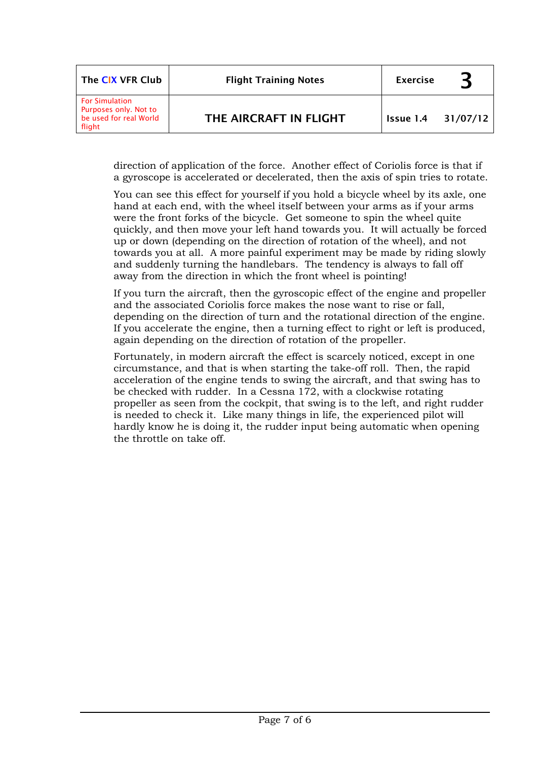direction of application of the force. Another effect of Coriolis force is that if a gyroscope is accelerated or decelerated, then the axis of spin tries to rotate.

You can see this effect for yourself if you hold a bicycle wheel by its axle, one hand at each end, with the wheel itself between your arms as if your arms were the front forks of the bicycle. Get someone to spin the wheel quite quickly, and then move your left hand towards you. It will actually be forced up or down (depending on the direction of rotation of the wheel), and not towards you at all. A more painful experiment may be made by riding slowly and suddenly turning the handlebars. The tendency is always to fall off away from the direction in which the front wheel is pointing!

If you turn the aircraft, then the gyroscopic effect of the engine and propeller and the associated Coriolis force makes the nose want to rise or fall, depending on the direction of turn and the rotational direction of the engine. If you accelerate the engine, then a turning effect to right or left is produced, again depending on the direction of rotation of the propeller.

Fortunately, in modern aircraft the effect is scarcely noticed, except in one circumstance, and that is when starting the take-off roll. Then, the rapid acceleration of the engine tends to swing the aircraft, and that swing has to be checked with rudder. In a Cessna 172, with a clockwise rotating propeller as seen from the cockpit, that swing is to the left, and right rudder is needed to check it. Like many things in life, the experienced pilot will hardly know he is doing it, the rudder input being automatic when opening the throttle on take off.